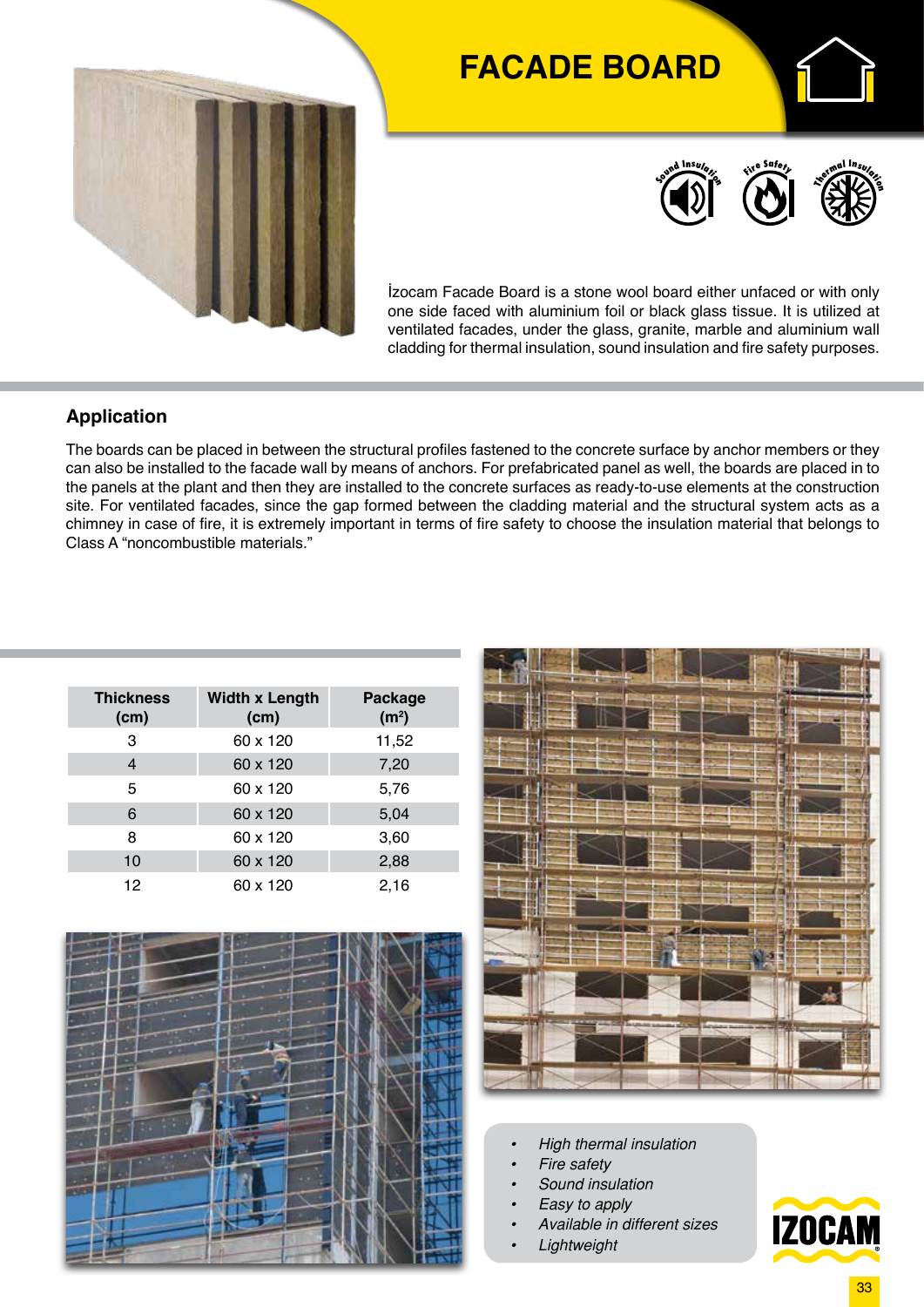# FACADE BOARD

Sound Insulation   Fire Safety   Thermal Insulation

İzocam Facade Board is a stone wool board either unfaced or with only one side faced with aluminium foil or black glass tissue. It is utilized at ventilated facades, under the glass, granite, marble and aluminium wall cladding for thermal insulation, sound insulation and fire safety purposes.

## Application

The boards can be placed in between the structural profiles fastened to the concrete surface by anchor members or they can also be installed to the facade wall by means of anchors. For prefabricated panel as well, the boards are placed in to the panels at the plant and then they are installed to the concrete surfaces as ready-to-use elements at the construction site. For ventilated facades, since the gap formed between the cladding material and the structural system acts as a chimney in case of fire, it is extremely important in terms of fire safety to choose the insulation material that belongs to Class A "noncombustible materials."

| Thickness (cm) | Width x Length (cm) | Package ($m^2$) |
|---|---|---|
| 3 | 60 x 120 | 11,52 |
| 4 | 60 x 120 | 7,20 |
| 5 | 60 x 120 | 5,76 |
| 6 | 60 x 120 | 5,04 |
| 8 | 60 x 120 | 3,60 |
| 10 | 60 x 120 | 2,88 |
| 12 | 60 x 120 | 2,16 |

- *High thermal insulation*
- *Fire safety*
- *Sound insulation*
- *Easy to apply*
- *Available in different sizes*
- *Lightweight*

IZOCAM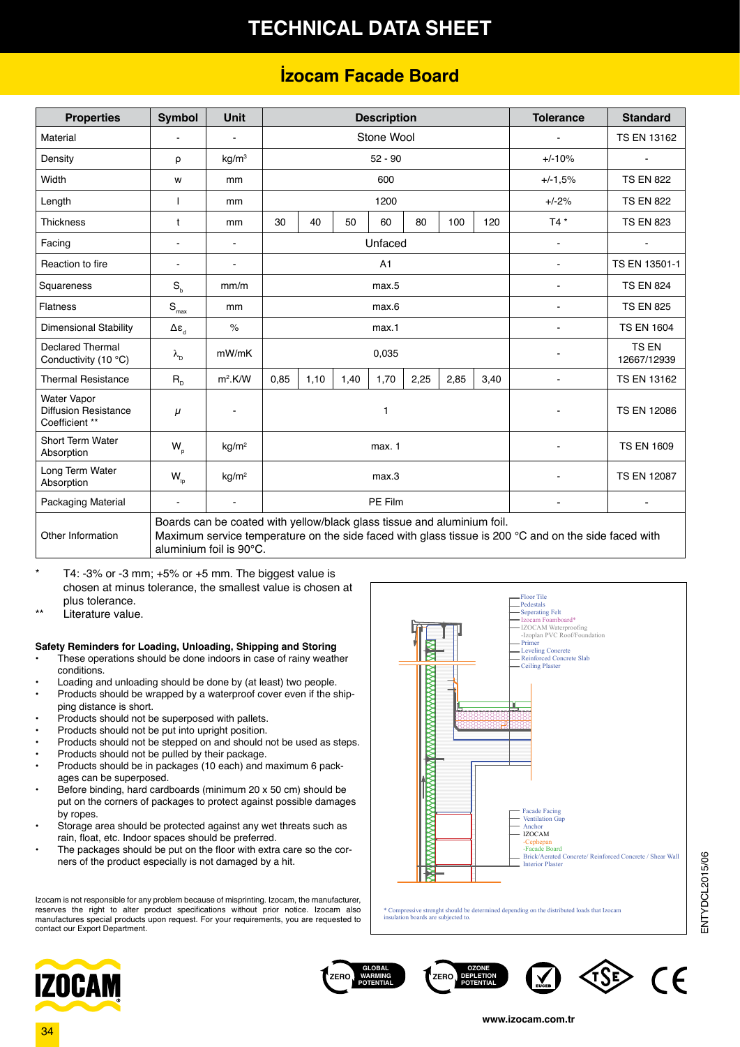# TECHNICAL DATA SHEET

## İzocam Facade Board

| Properties | Symbol | Unit | Description | | | | | | | Tolerance | Standard |
|---|---|---|---|---|---|---|---|---|---|---|---|
| Material | - | - | Stone Wool | | | | | | | - | TS EN 13162 |
| Density | ρ | kg/m³ | 52 - 90 | | | | | | | +/-10% | - |
| Width | w | mm | 600 | | | | | | | +/-1,5% | TS EN 822 |
| Length | l | mm | 1200 | | | | | | | +/-2% | TS EN 822 |
| Thickness | t | mm | 30 | 40 | 50 | 60 | 80 | 100 | 120 | T4 * | TS EN 823 |
| Facing | - | - | Unfaced | | | | | | | - | - |
| Reaction to fire | - | - | A1 | | | | | | | - | TS EN 13501-1 |
| Squareness | $S_b$ | mm/m | max.5 | | | | | | | - | TS EN 824 |
| Flatness | $S_{max}$ | mm | max.6 | | | | | | | - | TS EN 825 |
| Dimensional Stability | $\Delta\varepsilon_d$ | % | max.1 | | | | | | | - | TS EN 1604 |
| Declared Thermal Conductivity (10 °C) | $\lambda_D$ | mW/mK | 0,035 | | | | | | | - | TS EN 12667/12939 |
| Thermal Resistance | $R_D$ | m².K/W | 0,85 | 1,10 | 1,40 | 1,70 | 2,25 | 2,85 | 3,40 | - | TS EN 13162 |
| Water Vapor Diffusion Resistance Coefficient ** | $\mu$ | - | 1 | | | | | | | - | TS EN 12086 |
| Short Term Water Absorption | $W_p$ | kg/m² | max. 1 | | | | | | | - | TS EN 1609 |
| Long Term Water Absorption | $W_{lp}$ | kg/m² | max.3 | | | | | | | - | TS EN 12087 |
| Packaging Material | - | - | PE Film | | | | | | | - | - |
| Other Information | Boards can be coated with yellow/black glass tissue and aluminium foil. Maximum service temperature on the side faced with glass tissue is 200 °C and on the side faced with aluminium foil is 90°C. | | | | | | | | | | |

\* T4: -3% or -3 mm; +5% or +5 mm. The biggest value is chosen at minus tolerance, the smallest value is chosen at plus tolerance.

** Literature value.

### Safety Reminders for Loading, Unloading, Shipping and Storing

- These operations should be done indoors in case of rainy weather conditions.
- Loading and unloading should be done by (at least) two people.
- Products should be wrapped by a waterproof cover even if the shipping distance is short.
- Products should not be superposed with pallets.
- Products should not be put into upright position.
- Products should not be stepped on and should not be used as steps.
- Products should not be pulled by their package.
- Products should be in packages (10 each) and maximum 6 packages can be superposed.
- Before binding, hard cardboards (minimum 20 x 50 cm) should be put on the corners of packages to protect against possible damages by ropes.
- Storage area should be protected against any wet threats such as rain, float, etc. Indoor spaces should be preferred.
- The packages should be put on the floor with extra care so the corners of the product especially is not damaged by a hit.

Floor Tile
Pedestals
Seperating Felt
Izocam Foamboard*
IZOCAM Waterproofing
-Izoplan PVC Roof/Foundation
Primer
Leveling Concrete
Reinforced Concrete Slab
Ceiling Plaster

Facade Facing
Ventilation Gap
Anchor
IZOCAM
-Ceplapan
-Facade Board
Brick/Aerated Concrete/ Reinforced Concrete / Shear Wall
Interior Plaster

\* Compressive strenght should be determined depending on the distributed loads that Izocam insulation boards are subjected to.

Izocam is not responsible for any problem because of misprinting. Izocam, the manufacturer, reserves the right to alter product specifications without prior notice. Izocam also manufactures special products upon request. For your requirements, you are requested to contact our Export Department.

ZERO GLOBAL WARMING POTENTIAL — ZERO OZONE DEPLETION POTENTIAL

ENTYDCL2015/06

www.izocam.com.tr